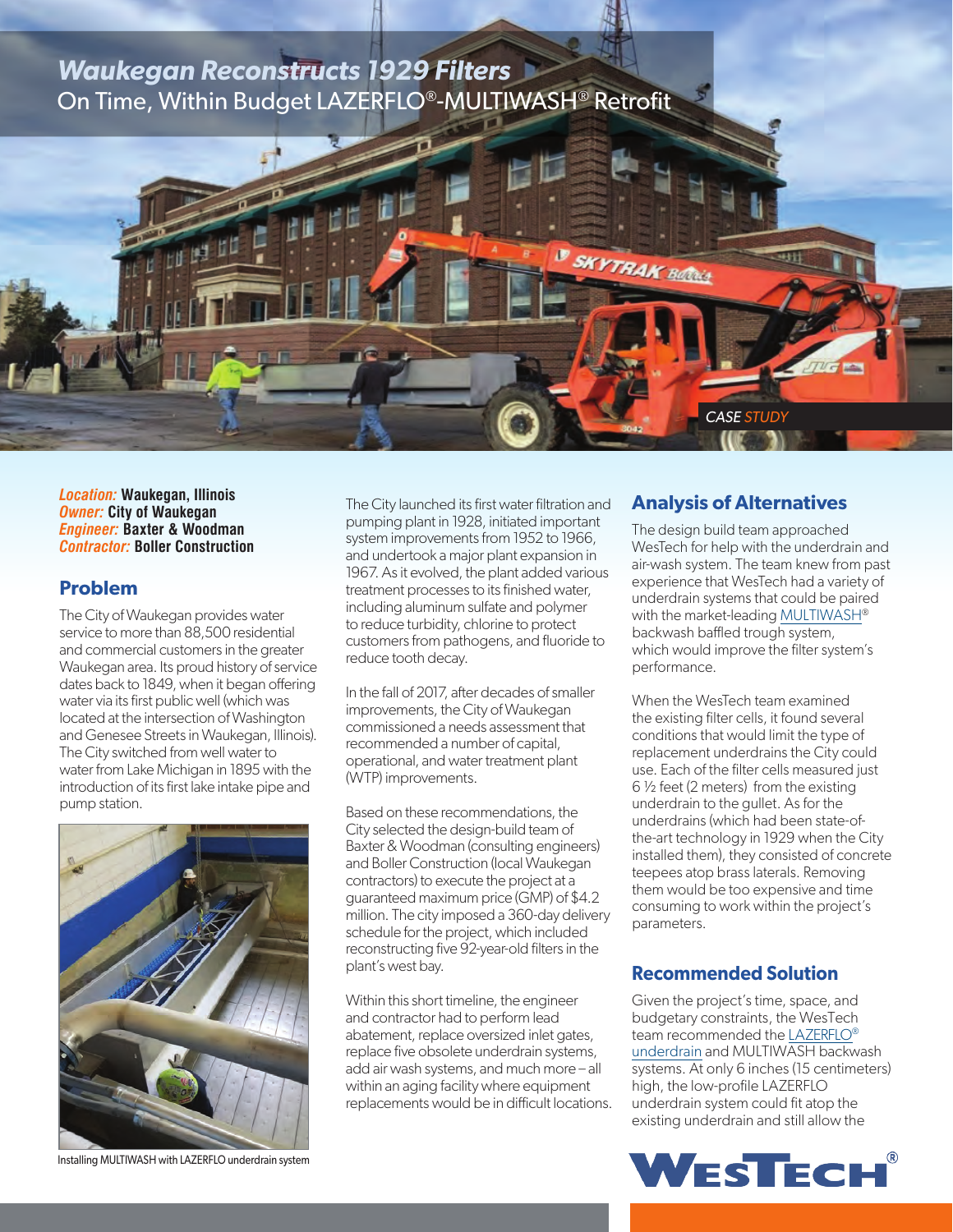# *Waukegan Reconstructs 1929 Filters*

## On Time, Within Budget LAZERFLO®-MULTIWASH® Retrofit

CASE STUDY

***Location:*** **Waukegan, Illinois**
***Owner:*** **City of Waukegan**
***Engineer:*** **Baxter & Woodman**
***Contractor:*** **Boller Construction**

## Problem

The City of Waukegan provides water service to more than 88,500 residential and commercial customers in the greater Waukegan area. Its proud history of service dates back to 1849, when it began offering water via its first public well (which was located at the intersection of Washington and Genesee Streets in Waukegan, Illinois). The City switched from well water to water from Lake Michigan in 1895 with the introduction of its first lake intake pipe and pump station.

Installing MULTIWASH with LAZERFLO underdrain system

The City launched its first water filtration and pumping plant in 1928, initiated important system improvements from 1952 to 1966, and undertook a major plant expansion in 1967. As it evolved, the plant added various treatment processes to its finished water, including aluminum sulfate and polymer to reduce turbidity, chlorine to protect customers from pathogens, and fluoride to reduce tooth decay.

In the fall of 2017, after decades of smaller improvements, the City of Waukegan commissioned a needs assessment that recommended a number of capital, operational, and water treatment plant (WTP) improvements.

Based on these recommendations, the City selected the design-build team of Baxter & Woodman (consulting engineers) and Boller Construction (local Waukegan contractors) to execute the project at a guaranteed maximum price (GMP) of $4.2 million. The city imposed a 360-day delivery schedule for the project, which included reconstructing five 92-year-old filters in the plant's west bay.

Within this short timeline, the engineer and contractor had to perform lead abatement, replace oversized inlet gates, replace five obsolete underdrain systems, add air wash systems, and much more – all within an aging facility where equipment replacements would be in difficult locations.

## Analysis of Alternatives

The design build team approached WesTech for help with the underdrain and air-wash system. The team knew from past experience that WesTech had a variety of underdrain systems that could be paired with the market-leading MULTIWASH® backwash baffled trough system, which would improve the filter system's performance.

When the WesTech team examined the existing filter cells, it found several conditions that would limit the type of replacement underdrains the City could use. Each of the filter cells measured just 6 ½ feet (2 meters) from the existing underdrain to the gullet. As for the underdrains (which had been state-of-the-art technology in 1929 when the City installed them), they consisted of concrete teepees atop brass laterals. Removing them would be too expensive and time consuming to work within the project's parameters.

## Recommended Solution

Given the project's time, space, and budgetary constraints, the WesTech team recommended the LAZERFLO® underdrain and MULTIWASH backwash systems. At only 6 inches (15 centimeters) high, the low-profile LAZERFLO underdrain system could fit atop the existing underdrain and still allow the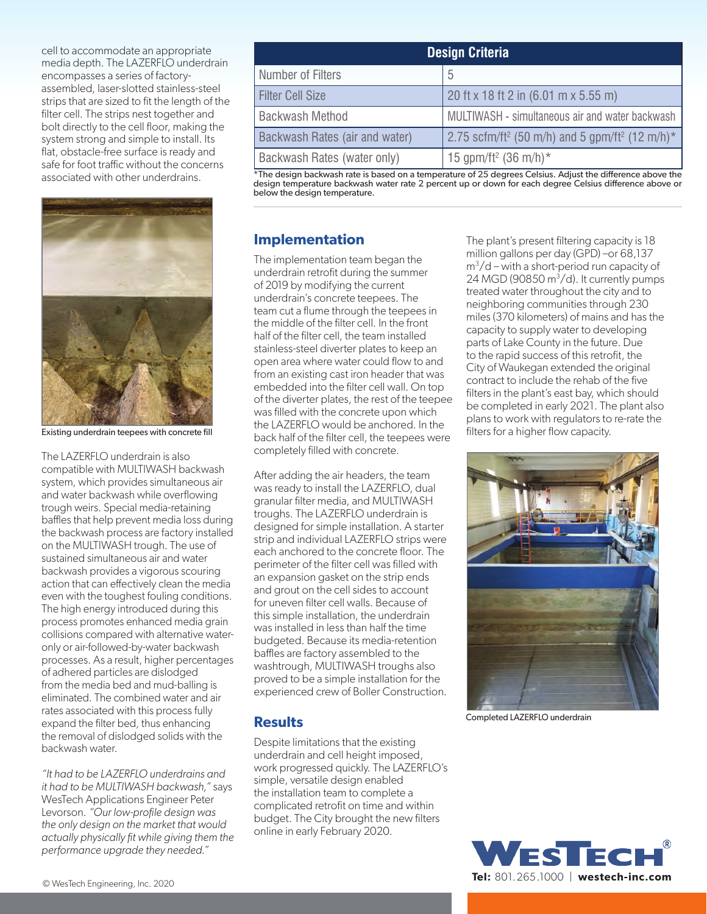cell to accommodate an appropriate media depth. The LAZERFLO underdrain encompasses a series of factory-assembled, laser-slotted stainless-steel strips that are sized to fit the length of the filter cell. The strips nest together and bolt directly to the cell floor, making the system strong and simple to install. Its flat, obstacle-free surface is ready and safe for foot traffic without the concerns associated with other underdrains.

Existing underdrain teepees with concrete fill

The LAZERFLO underdrain is also compatible with MULTIWASH backwash system, which provides simultaneous air and water backwash while overflowing trough weirs. Special media-retaining baffles that help prevent media loss during the backwash process are factory installed on the MULTIWASH trough. The use of sustained simultaneous air and water backwash provides a vigorous scouring action that can effectively clean the media even with the toughest fouling conditions. The high energy introduced during this process promotes enhanced media grain collisions compared with alternative water-only or air-followed-by-water backwash processes. As a result, higher percentages of adhered particles are dislodged from the media bed and mud-balling is eliminated. The combined water and air rates associated with this process fully expand the filter bed, thus enhancing the removal of dislodged solids with the backwash water.

*"It had to be LAZERFLO underdrains and it had to be MULTIWASH backwash,"* says WesTech Applications Engineer Peter Levorson. *"Our low-profile design was the only design on the market that would actually physically fit while giving them the performance upgrade they needed."*

| Design Criteria | |
|---|---|
| Number of Filters | 5 |
| Filter Cell Size | 20 ft x 18 ft 2 in (6.01 m x 5.55 m) |
| Backwash Method | MULTIWASH - simultaneous air and water backwash |
| Backwash Rates (air and water) | 2.75 scfm/ft$^2$ (50 m/h) and 5 gpm/ft$^2$ (12 m/h)* |
| Backwash Rates (water only) | 15 gpm/ft$^2$ (36 m/h)* |

*The design backwash rate is based on a temperature of 25 degrees Celsius. Adjust the difference above the design temperature backwash water rate 2 percent up or down for each degree Celsius difference above or below the design temperature.

## Implementation

The implementation team began the underdrain retrofit during the summer of 2019 by modifying the current underdrain's concrete teepees. The team cut a flume through the teepees in the middle of the filter cell. In the front half of the filter cell, the team installed stainless-steel diverter plates to keep an open area where water could flow to and from an existing cast iron header that was embedded into the filter cell wall. On top of the diverter plates, the rest of the teepee was filled with the concrete upon which the LAZERFLO would be anchored. In the back half of the filter cell, the teepees were completely filled with concrete.

After adding the air headers, the team was ready to install the LAZERFLO, dual granular filter media, and MULTIWASH troughs. The LAZERFLO underdrain is designed for simple installation. A starter strip and individual LAZERFLO strips were each anchored to the concrete floor. The perimeter of the filter cell was filled with an expansion gasket on the strip ends and grout on the cell sides to account for uneven filter cell walls. Because of this simple installation, the underdrain was installed in less than half the time budgeted. Because its media-retention baffles are factory assembled to the washtrough, MULTIWASH troughs also proved to be a simple installation for the experienced crew of Boller Construction.

## Results

Despite limitations that the existing underdrain and cell height imposed, work progressed quickly. The LAZERFLO's simple, versatile design enabled the installation team to complete a complicated retrofit on time and within budget. The City brought the new filters online in early February 2020.

The plant's present filtering capacity is 18 million gallons per day (GPD) –or 68,137 m$^3$/d – with a short-period run capacity of 24 MGD (90850 m$^3$/d). It currently pumps treated water throughout the city and to neighboring communities through 230 miles (370 kilometers) of mains and has the capacity to supply water to developing parts of Lake County in the future. Due to the rapid success of this retrofit, the City of Waukegan extended the original contract to include the rehab of the five filters in the plant's east bay, which should be completed in early 2021. The plant also plans to work with regulators to re-rate the filters for a higher flow capacity.

Completed LAZERFLO underdrain

© WesTech Engineering, Inc. 2020

WesTech®

**Tel:** 801.265.1000 | **westech-inc.com**